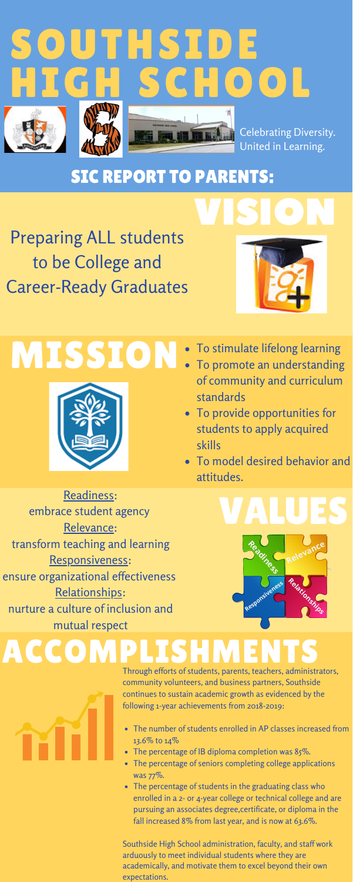# SOUTHSIDE HIGH SCHOOL

Celebrating Diversity. United in Learning.

## SIC REPORT TO PARENTS:

## VISION

Preparing ALL students to be College and Career-Ready Graduates

## MISSION

- To stimulate lifelong learning
- To promote an understanding of community and curriculum standards
- To provide opportunities for students to apply acquired skills
- To model desired behavior and attitudes.

## VALUES

Readiness:
embrace student agency

Relevance:
transform teaching and learning

Responsiveness:
ensure organizational effectiveness

Relationships:
nurture a culture of inclusion and mutual respect

## ACCOMPLISHMENTS

Through efforts of students, parents, teachers, administrators, community volunteers, and business partners, Southside continues to sustain academic growth as evidenced by the following 1-year achievements from 2018-2019:

- The number of students enrolled in AP classes increased from 13.6% to 14%
- The percentage of IB diploma completion was 85%.
- The percentage of seniors completing college applications was 77%.
- The percentage of students in the graduating class who enrolled in a 2- or 4-year college or technical college and are pursuing an associates degree,certificate, or diploma in the fall increased 8% from last year, and is now at 63.6%.

Southside High School administration, faculty, and staff work arduously to meet individual students where they are academically, and motivate them to excel beyond their own expectations.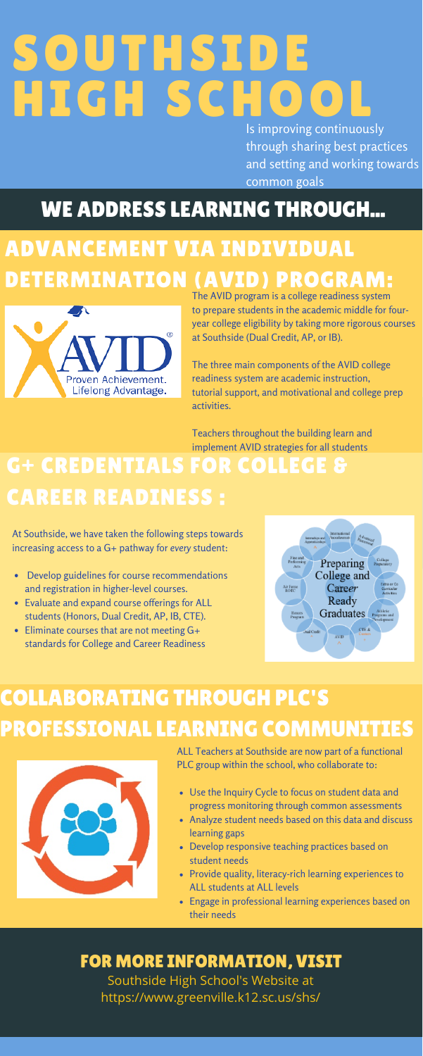# SOUTHSIDE HIGH SCHOOL

Is improving continuously through sharing best practices and setting and working towards common goals

## WE ADDRESS LEARNING THROUGH...

## ADVANCEMENT VIA INDIVIDUAL DETERMINATION (AVID) PROGRAM:

The AVID program is a college readiness system to prepare students in the academic middle for four-year college eligibility by taking more rigorous courses at Southside (Dual Credit, AP, or IB).

The three main components of the AVID college readiness system are academic instruction, tutorial support, and motivational and college prep activities.

Teachers throughout the building learn and implement AVID strategies for all students

## G+ CREDENTIALS FOR COLLEGE & CAREER READINESS :

At Southside, we have taken the following steps towards increasing access to a G+ pathway for *every* student:

- Develop guidelines for course recommendations and registration in higher-level courses.
- Evaluate and expand course offerings for ALL students (Honors, Dual Credit, AP, IB, CTE).
- Eliminate courses that are not meeting G+ standards for College and Career Readiness

## COLLABORATING THROUGH PLC'S PROFESSIONAL LEARNING COMMUNITIES

ALL Teachers at Southside are now part of a functional PLC group within the school, who collaborate to:

- Use the Inquiry Cycle to focus on student data and progress monitoring through common assessments
- Analyze student needs based on this data and discuss learning gaps
- Develop responsive teaching practices based on student needs
- Provide quality, literacy-rich learning experiences to ALL students at ALL levels
- Engage in professional learning experiences based on their needs

## FOR MORE INFORMATION, VISIT

Southside High School's Website at https://www.greenville.k12.sc.us/shs/